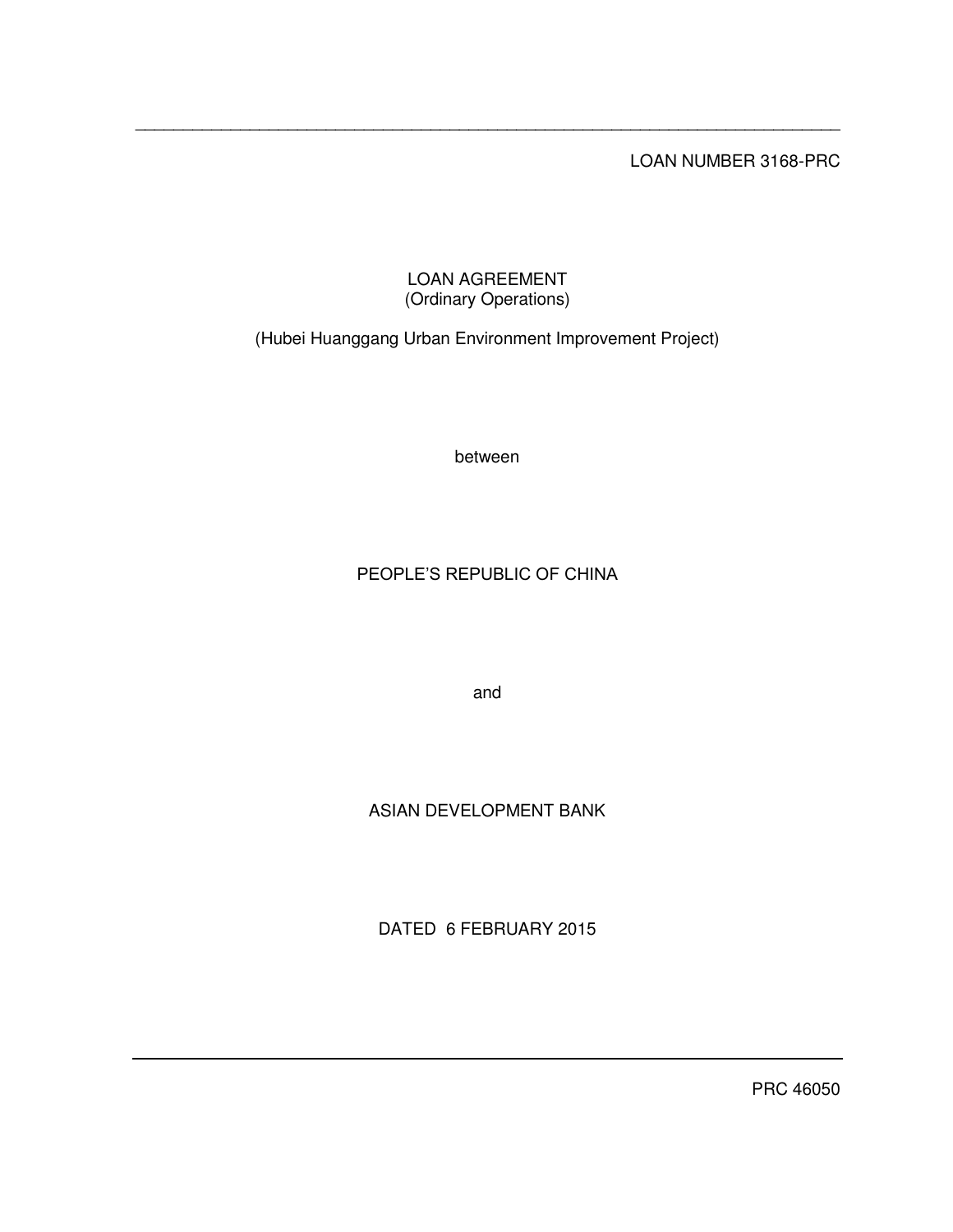LOAN NUMBER 3168-PRC

# LOAN AGREEMENT
(Ordinary Operations)

(Hubei Huanggang Urban Environment Improvement Project)

between

PEOPLE'S REPUBLIC OF CHINA

and

ASIAN DEVELOPMENT BANK

DATED 6 FEBRUARY 2015

PRC 46050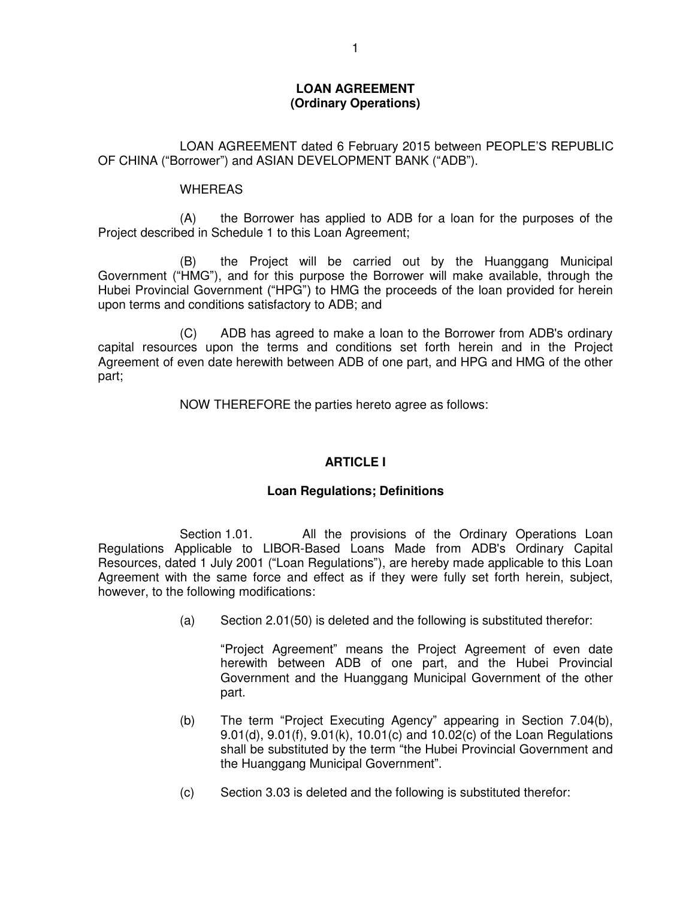**LOAN AGREEMENT**
**(Ordinary Operations)**

LOAN AGREEMENT dated 6 February 2015 between PEOPLE'S REPUBLIC OF CHINA ("Borrower") and ASIAN DEVELOPMENT BANK ("ADB").

WHEREAS

(A) the Borrower has applied to ADB for a loan for the purposes of the Project described in Schedule 1 to this Loan Agreement;

(B) the Project will be carried out by the Huanggang Municipal Government ("HMG"), and for this purpose the Borrower will make available, through the Hubei Provincial Government ("HPG") to HMG the proceeds of the loan provided for herein upon terms and conditions satisfactory to ADB; and

(C) ADB has agreed to make a loan to the Borrower from ADB's ordinary capital resources upon the terms and conditions set forth herein and in the Project Agreement of even date herewith between ADB of one part, and HPG and HMG of the other part;

NOW THEREFORE the parties hereto agree as follows:

## ARTICLE I

### Loan Regulations; Definitions

Section 1.01. All the provisions of the Ordinary Operations Loan Regulations Applicable to LIBOR-Based Loans Made from ADB's Ordinary Capital Resources, dated 1 July 2001 ("Loan Regulations"), are hereby made applicable to this Loan Agreement with the same force and effect as if they were fully set forth herein, subject, however, to the following modifications:

(a) Section 2.01(50) is deleted and the following is substituted therefor:

"Project Agreement" means the Project Agreement of even date herewith between ADB of one part, and the Hubei Provincial Government and the Huanggang Municipal Government of the other part.

(b) The term "Project Executing Agency" appearing in Section 7.04(b), 9.01(d), 9.01(f), 9.01(k), 10.01(c) and 10.02(c) of the Loan Regulations shall be substituted by the term "the Hubei Provincial Government and the Huanggang Municipal Government".

(c) Section 3.03 is deleted and the following is substituted therefor: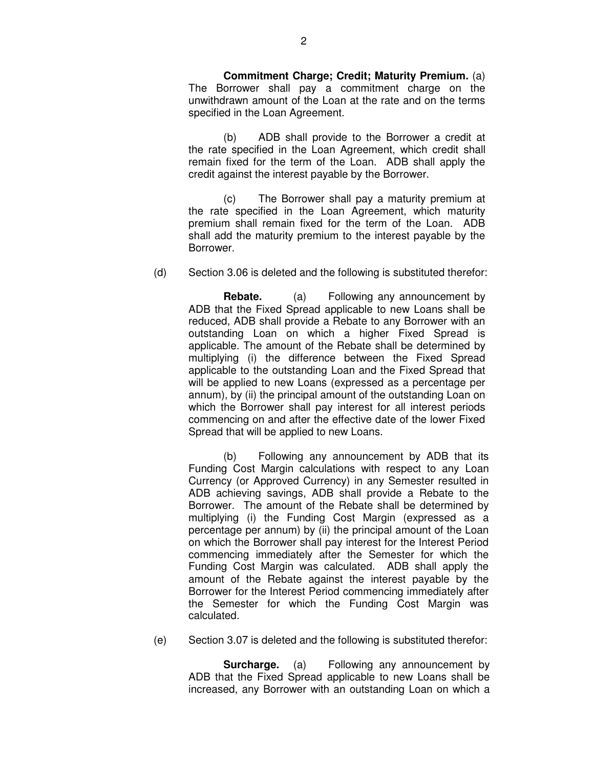**Commitment Charge; Credit; Maturity Premium.** (a) The Borrower shall pay a commitment charge on the unwithdrawn amount of the Loan at the rate and on the terms specified in the Loan Agreement.

(b) ADB shall provide to the Borrower a credit at the rate specified in the Loan Agreement, which credit shall remain fixed for the term of the Loan. ADB shall apply the credit against the interest payable by the Borrower.

(c) The Borrower shall pay a maturity premium at the rate specified in the Loan Agreement, which maturity premium shall remain fixed for the term of the Loan. ADB shall add the maturity premium to the interest payable by the Borrower.

(d) Section 3.06 is deleted and the following is substituted therefor:

**Rebate.** (a) Following any announcement by ADB that the Fixed Spread applicable to new Loans shall be reduced, ADB shall provide a Rebate to any Borrower with an outstanding Loan on which a higher Fixed Spread is applicable. The amount of the Rebate shall be determined by multiplying (i) the difference between the Fixed Spread applicable to the outstanding Loan and the Fixed Spread that will be applied to new Loans (expressed as a percentage per annum), by (ii) the principal amount of the outstanding Loan on which the Borrower shall pay interest for all interest periods commencing on and after the effective date of the lower Fixed Spread that will be applied to new Loans.

(b) Following any announcement by ADB that its Funding Cost Margin calculations with respect to any Loan Currency (or Approved Currency) in any Semester resulted in ADB achieving savings, ADB shall provide a Rebate to the Borrower. The amount of the Rebate shall be determined by multiplying (i) the Funding Cost Margin (expressed as a percentage per annum) by (ii) the principal amount of the Loan on which the Borrower shall pay interest for the Interest Period commencing immediately after the Semester for which the Funding Cost Margin was calculated. ADB shall apply the amount of the Rebate against the interest payable by the Borrower for the Interest Period commencing immediately after the Semester for which the Funding Cost Margin was calculated.

(e) Section 3.07 is deleted and the following is substituted therefor:

**Surcharge.** (a) Following any announcement by ADB that the Fixed Spread applicable to new Loans shall be increased, any Borrower with an outstanding Loan on which a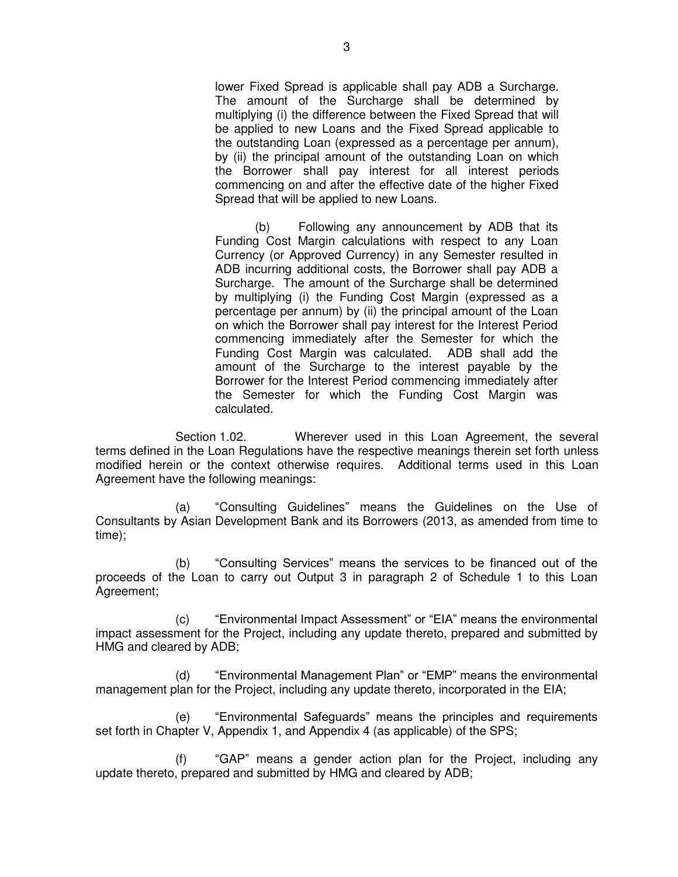lower Fixed Spread is applicable shall pay ADB a Surcharge. The amount of the Surcharge shall be determined by multiplying (i) the difference between the Fixed Spread that will be applied to new Loans and the Fixed Spread applicable to the outstanding Loan (expressed as a percentage per annum), by (ii) the principal amount of the outstanding Loan on which the Borrower shall pay interest for all interest periods commencing on and after the effective date of the higher Fixed Spread that will be applied to new Loans.

(b) Following any announcement by ADB that its Funding Cost Margin calculations with respect to any Loan Currency (or Approved Currency) in any Semester resulted in ADB incurring additional costs, the Borrower shall pay ADB a Surcharge. The amount of the Surcharge shall be determined by multiplying (i) the Funding Cost Margin (expressed as a percentage per annum) by (ii) the principal amount of the Loan on which the Borrower shall pay interest for the Interest Period commencing immediately after the Semester for which the Funding Cost Margin was calculated. ADB shall add the amount of the Surcharge to the interest payable by the Borrower for the Interest Period commencing immediately after the Semester for which the Funding Cost Margin was calculated.

Section 1.02. Wherever used in this Loan Agreement, the several terms defined in the Loan Regulations have the respective meanings therein set forth unless modified herein or the context otherwise requires. Additional terms used in this Loan Agreement have the following meanings:

(a) "Consulting Guidelines" means the Guidelines on the Use of Consultants by Asian Development Bank and its Borrowers (2013, as amended from time to time);

(b) "Consulting Services" means the services to be financed out of the proceeds of the Loan to carry out Output 3 in paragraph 2 of Schedule 1 to this Loan Agreement;

(c) "Environmental Impact Assessment" or "EIA" means the environmental impact assessment for the Project, including any update thereto, prepared and submitted by HMG and cleared by ADB;

(d) "Environmental Management Plan" or "EMP" means the environmental management plan for the Project, including any update thereto, incorporated in the EIA;

(e) "Environmental Safeguards" means the principles and requirements set forth in Chapter V, Appendix 1, and Appendix 4 (as applicable) of the SPS;

(f) "GAP" means a gender action plan for the Project, including any update thereto, prepared and submitted by HMG and cleared by ADB;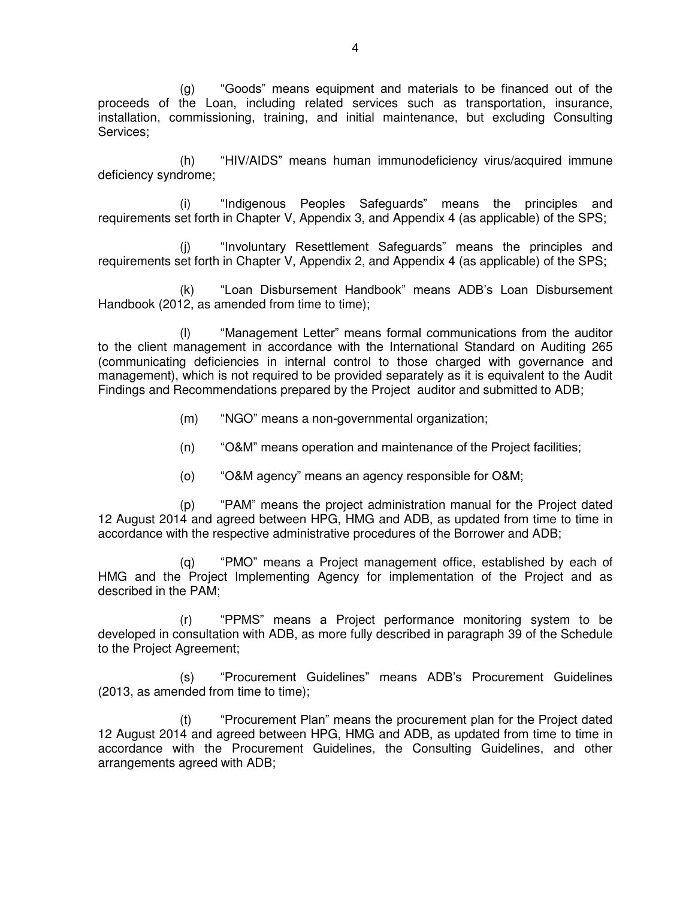(g) "Goods" means equipment and materials to be financed out of the proceeds of the Loan, including related services such as transportation, insurance, installation, commissioning, training, and initial maintenance, but excluding Consulting Services;

(h) "HIV/AIDS" means human immunodeficiency virus/acquired immune deficiency syndrome;

(i) "Indigenous Peoples Safeguards" means the principles and requirements set forth in Chapter V, Appendix 3, and Appendix 4 (as applicable) of the SPS;

(j) "Involuntary Resettlement Safeguards" means the principles and requirements set forth in Chapter V, Appendix 2, and Appendix 4 (as applicable) of the SPS;

(k) "Loan Disbursement Handbook" means ADB's Loan Disbursement Handbook (2012, as amended from time to time);

(l) "Management Letter" means formal communications from the auditor to the client management in accordance with the International Standard on Auditing 265 (communicating deficiencies in internal control to those charged with governance and management), which is not required to be provided separately as it is equivalent to the Audit Findings and Recommendations prepared by the Project auditor and submitted to ADB;

(m) "NGO" means a non-governmental organization;

(n) "O&M" means operation and maintenance of the Project facilities;

(o) "O&M agency" means an agency responsible for O&M;

(p) "PAM" means the project administration manual for the Project dated 12 August 2014 and agreed between HPG, HMG and ADB, as updated from time to time in accordance with the respective administrative procedures of the Borrower and ADB;

(q) "PMO" means a Project management office, established by each of HMG and the Project Implementing Agency for implementation of the Project and as described in the PAM;

(r) "PPMS" means a Project performance monitoring system to be developed in consultation with ADB, as more fully described in paragraph 39 of the Schedule to the Project Agreement;

(s) "Procurement Guidelines" means ADB's Procurement Guidelines (2013, as amended from time to time);

(t) "Procurement Plan" means the procurement plan for the Project dated 12 August 2014 and agreed between HPG, HMG and ADB, as updated from time to time in accordance with the Procurement Guidelines, the Consulting Guidelines, and other arrangements agreed with ADB;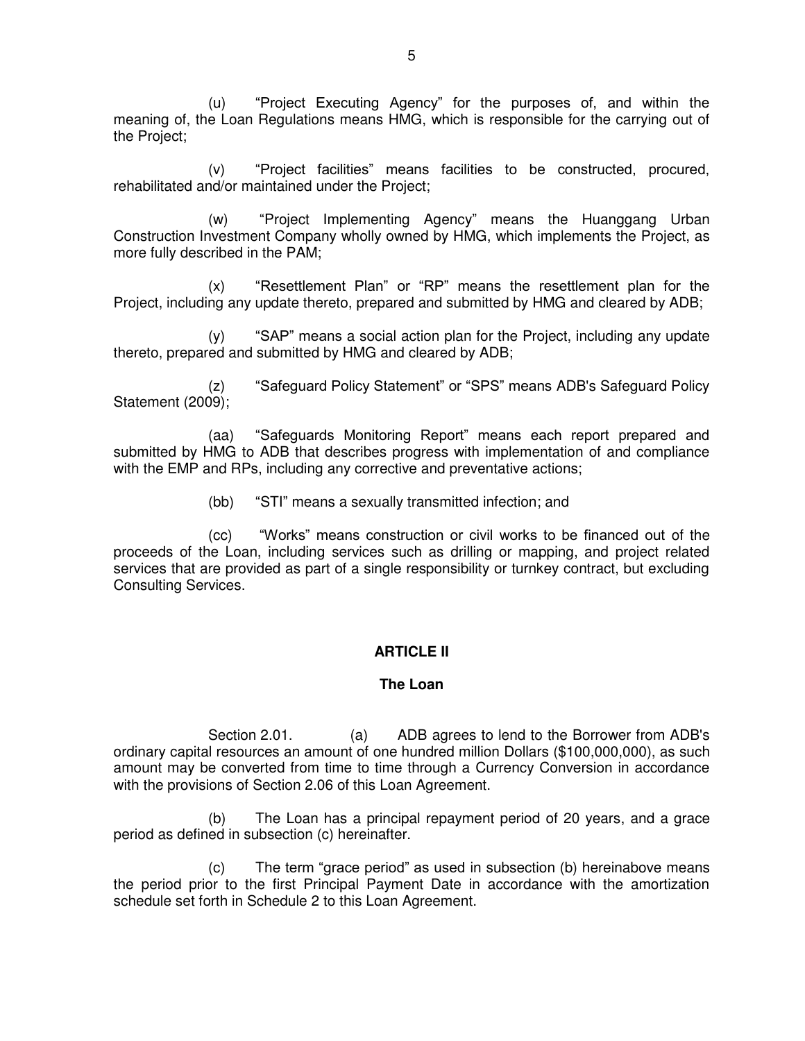(u) "Project Executing Agency" for the purposes of, and within the meaning of, the Loan Regulations means HMG, which is responsible for the carrying out of the Project;

(v) "Project facilities" means facilities to be constructed, procured, rehabilitated and/or maintained under the Project;

(w) "Project Implementing Agency" means the Huanggang Urban Construction Investment Company wholly owned by HMG, which implements the Project, as more fully described in the PAM;

(x) "Resettlement Plan" or "RP" means the resettlement plan for the Project, including any update thereto, prepared and submitted by HMG and cleared by ADB;

(y) "SAP" means a social action plan for the Project, including any update thereto, prepared and submitted by HMG and cleared by ADB;

(z) "Safeguard Policy Statement" or "SPS" means ADB's Safeguard Policy Statement (2009);

(aa) "Safeguards Monitoring Report" means each report prepared and submitted by HMG to ADB that describes progress with implementation of and compliance with the EMP and RPs, including any corrective and preventative actions;

(bb) "STI" means a sexually transmitted infection; and

(cc) "Works" means construction or civil works to be financed out of the proceeds of the Loan, including services such as drilling or mapping, and project related services that are provided as part of a single responsibility or turnkey contract, but excluding Consulting Services.

## ARTICLE II

### The Loan

Section 2.01. (a) ADB agrees to lend to the Borrower from ADB's ordinary capital resources an amount of one hundred million Dollars ($100,000,000), as such amount may be converted from time to time through a Currency Conversion in accordance with the provisions of Section 2.06 of this Loan Agreement.

(b) The Loan has a principal repayment period of 20 years, and a grace period as defined in subsection (c) hereinafter.

(c) The term "grace period" as used in subsection (b) hereinabove means the period prior to the first Principal Payment Date in accordance with the amortization schedule set forth in Schedule 2 to this Loan Agreement.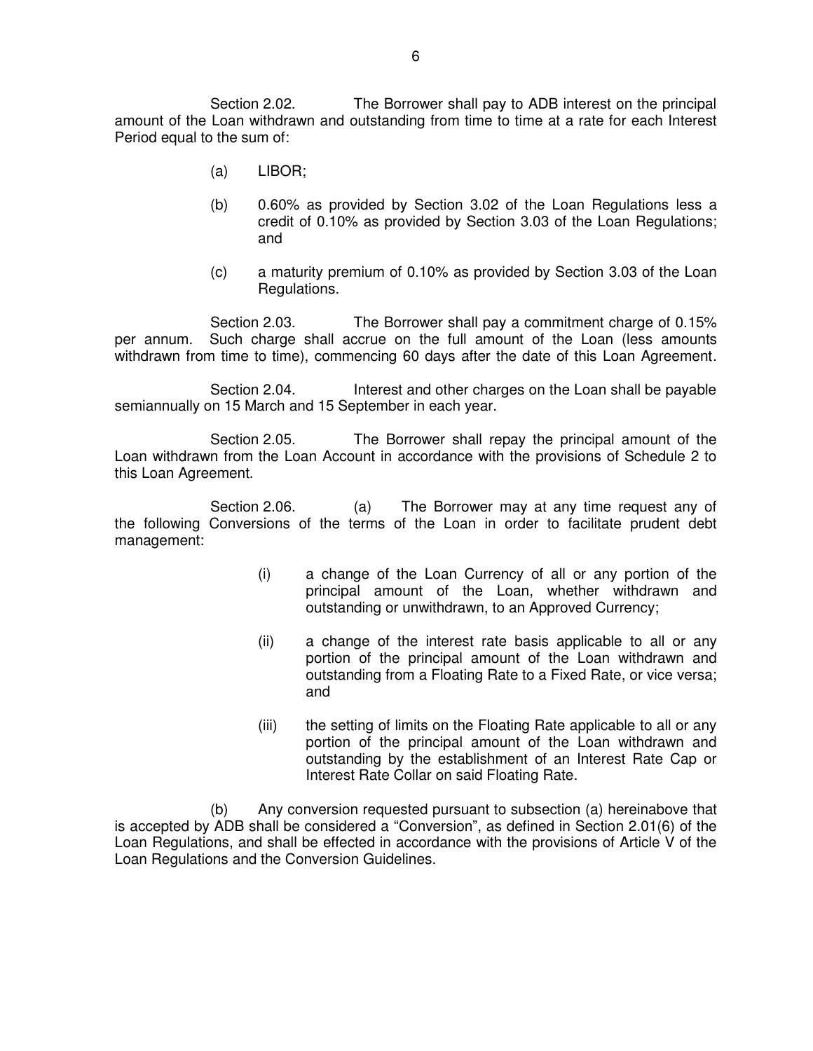Section 2.02. The Borrower shall pay to ADB interest on the principal amount of the Loan withdrawn and outstanding from time to time at a rate for each Interest Period equal to the sum of:

(a) LIBOR;

(b) 0.60% as provided by Section 3.02 of the Loan Regulations less a credit of 0.10% as provided by Section 3.03 of the Loan Regulations; and

(c) a maturity premium of 0.10% as provided by Section 3.03 of the Loan Regulations.

Section 2.03. The Borrower shall pay a commitment charge of 0.15% per annum. Such charge shall accrue on the full amount of the Loan (less amounts withdrawn from time to time), commencing 60 days after the date of this Loan Agreement.

Section 2.04. Interest and other charges on the Loan shall be payable semiannually on 15 March and 15 September in each year.

Section 2.05. The Borrower shall repay the principal amount of the Loan withdrawn from the Loan Account in accordance with the provisions of Schedule 2 to this Loan Agreement.

Section 2.06. (a) The Borrower may at any time request any of the following Conversions of the terms of the Loan in order to facilitate prudent debt management:

(i) a change of the Loan Currency of all or any portion of the principal amount of the Loan, whether withdrawn and outstanding or unwithdrawn, to an Approved Currency;

(ii) a change of the interest rate basis applicable to all or any portion of the principal amount of the Loan withdrawn and outstanding from a Floating Rate to a Fixed Rate, or vice versa; and

(iii) the setting of limits on the Floating Rate applicable to all or any portion of the principal amount of the Loan withdrawn and outstanding by the establishment of an Interest Rate Cap or Interest Rate Collar on said Floating Rate.

(b) Any conversion requested pursuant to subsection (a) hereinabove that is accepted by ADB shall be considered a "Conversion", as defined in Section 2.01(6) of the Loan Regulations, and shall be effected in accordance with the provisions of Article V of the Loan Regulations and the Conversion Guidelines.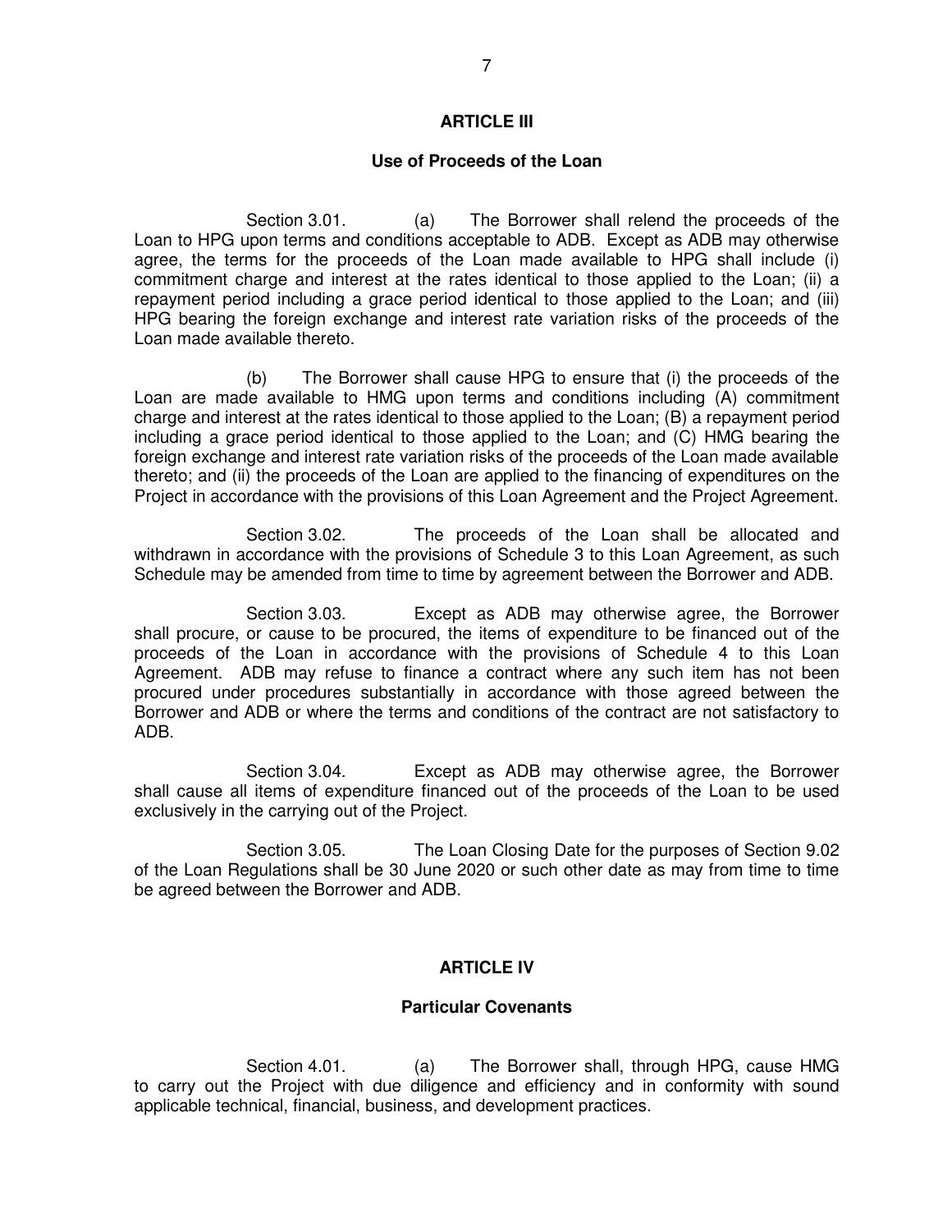## ARTICLE III

### Use of Proceeds of the Loan

Section 3.01. (a) The Borrower shall relend the proceeds of the Loan to HPG upon terms and conditions acceptable to ADB. Except as ADB may otherwise agree, the terms for the proceeds of the Loan made available to HPG shall include (i) commitment charge and interest at the rates identical to those applied to the Loan; (ii) a repayment period including a grace period identical to those applied to the Loan; and (iii) HPG bearing the foreign exchange and interest rate variation risks of the proceeds of the Loan made available thereto.

(b) The Borrower shall cause HPG to ensure that (i) the proceeds of the Loan are made available to HMG upon terms and conditions including (A) commitment charge and interest at the rates identical to those applied to the Loan; (B) a repayment period including a grace period identical to those applied to the Loan; and (C) HMG bearing the foreign exchange and interest rate variation risks of the proceeds of the Loan made available thereto; and (ii) the proceeds of the Loan are applied to the financing of expenditures on the Project in accordance with the provisions of this Loan Agreement and the Project Agreement.

Section 3.02. The proceeds of the Loan shall be allocated and withdrawn in accordance with the provisions of Schedule 3 to this Loan Agreement, as such Schedule may be amended from time to time by agreement between the Borrower and ADB.

Section 3.03. Except as ADB may otherwise agree, the Borrower shall procure, or cause to be procured, the items of expenditure to be financed out of the proceeds of the Loan in accordance with the provisions of Schedule 4 to this Loan Agreement. ADB may refuse to finance a contract where any such item has not been procured under procedures substantially in accordance with those agreed between the Borrower and ADB or where the terms and conditions of the contract are not satisfactory to ADB.

Section 3.04. Except as ADB may otherwise agree, the Borrower shall cause all items of expenditure financed out of the proceeds of the Loan to be used exclusively in the carrying out of the Project.

Section 3.05. The Loan Closing Date for the purposes of Section 9.02 of the Loan Regulations shall be 30 June 2020 or such other date as may from time to time be agreed between the Borrower and ADB.

## ARTICLE IV

### Particular Covenants

Section 4.01. (a) The Borrower shall, through HPG, cause HMG to carry out the Project with due diligence and efficiency and in conformity with sound applicable technical, financial, business, and development practices.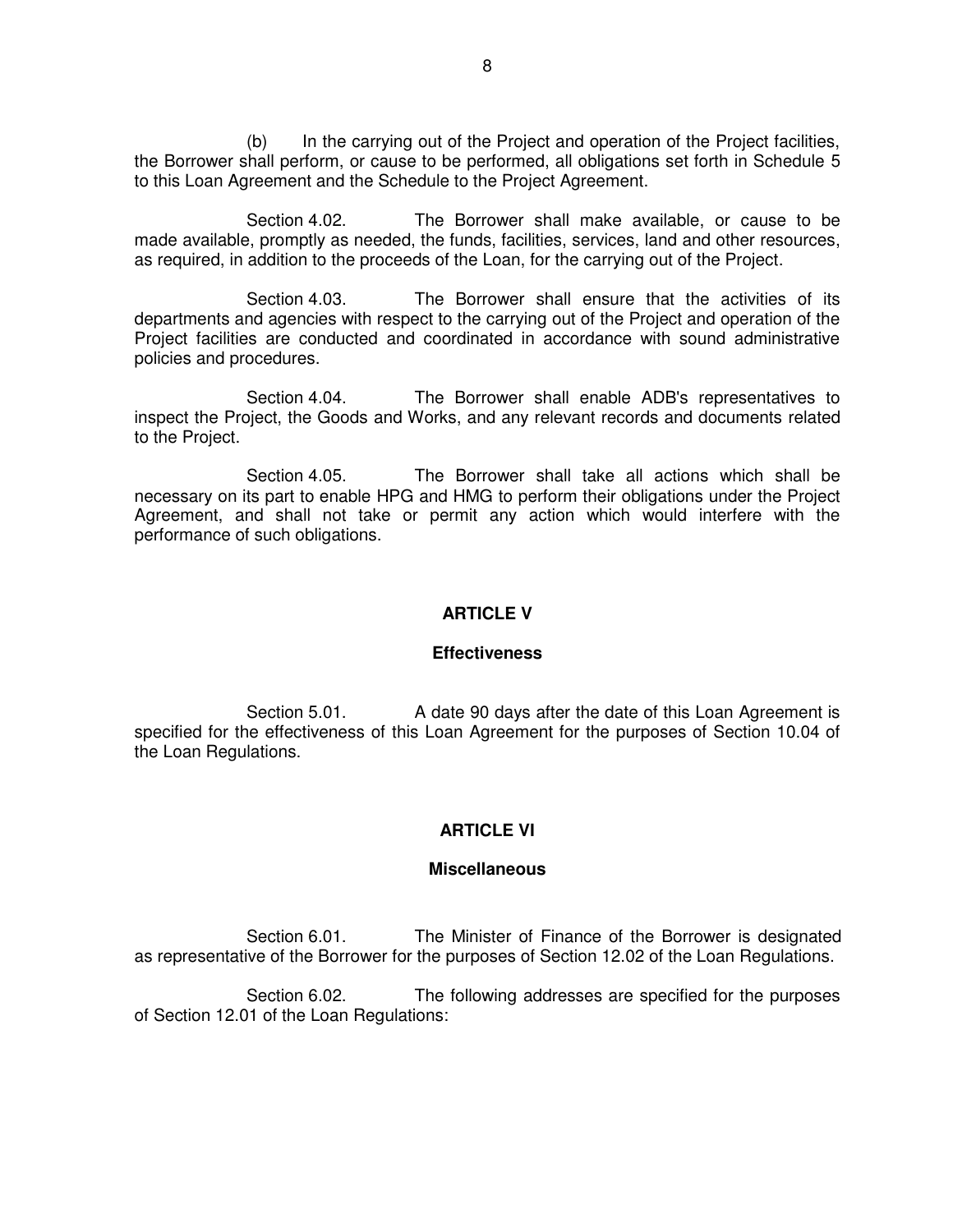(b) In the carrying out of the Project and operation of the Project facilities, the Borrower shall perform, or cause to be performed, all obligations set forth in Schedule 5 to this Loan Agreement and the Schedule to the Project Agreement.

Section 4.02. The Borrower shall make available, or cause to be made available, promptly as needed, the funds, facilities, services, land and other resources, as required, in addition to the proceeds of the Loan, for the carrying out of the Project.

Section 4.03. The Borrower shall ensure that the activities of its departments and agencies with respect to the carrying out of the Project and operation of the Project facilities are conducted and coordinated in accordance with sound administrative policies and procedures.

Section 4.04. The Borrower shall enable ADB's representatives to inspect the Project, the Goods and Works, and any relevant records and documents related to the Project.

Section 4.05. The Borrower shall take all actions which shall be necessary on its part to enable HPG and HMG to perform their obligations under the Project Agreement, and shall not take or permit any action which would interfere with the performance of such obligations.

## ARTICLE V

### Effectiveness

Section 5.01. A date 90 days after the date of this Loan Agreement is specified for the effectiveness of this Loan Agreement for the purposes of Section 10.04 of the Loan Regulations.

## ARTICLE VI

### Miscellaneous

Section 6.01. The Minister of Finance of the Borrower is designated as representative of the Borrower for the purposes of Section 12.02 of the Loan Regulations.

Section 6.02. The following addresses are specified for the purposes of Section 12.01 of the Loan Regulations: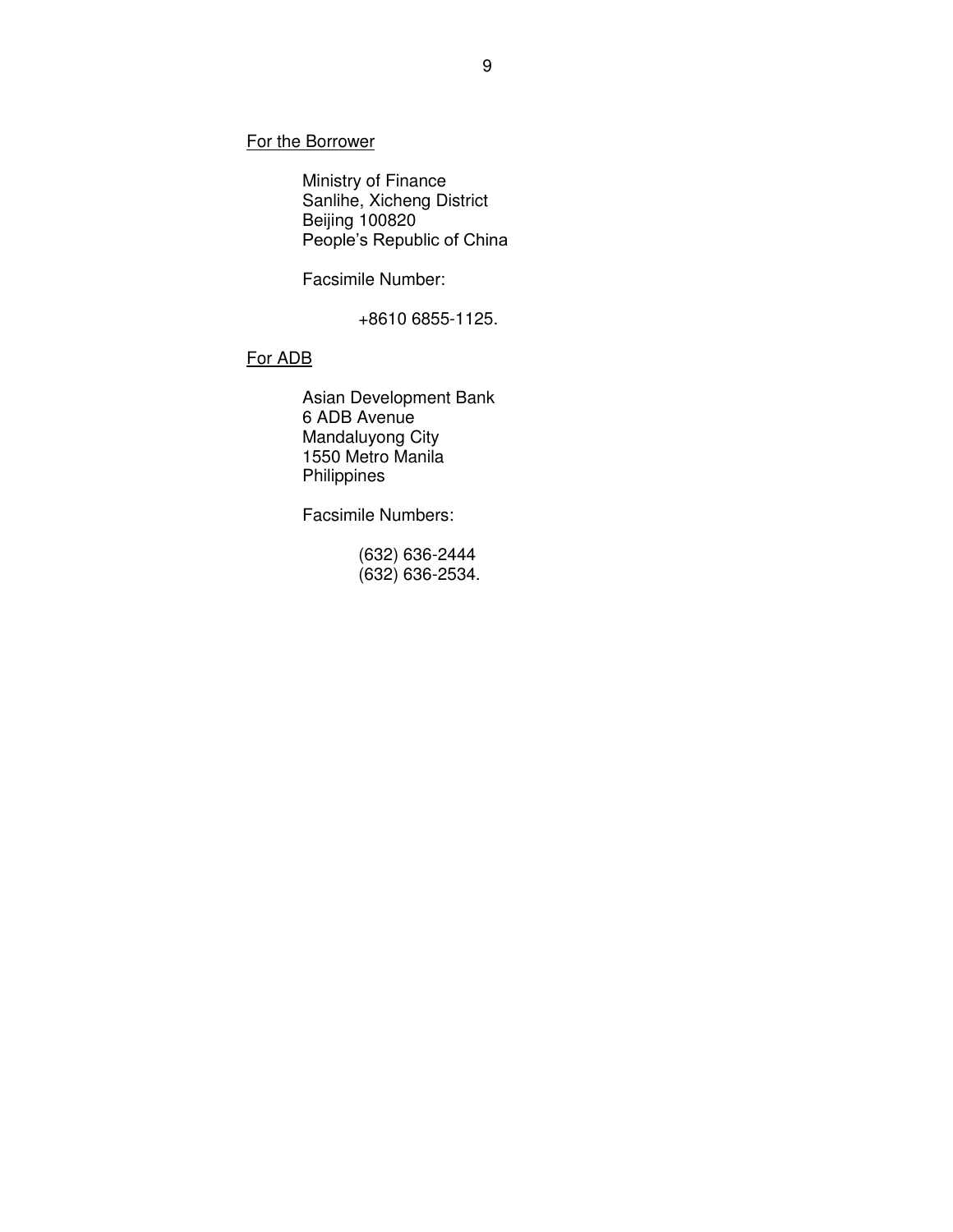For the Borrower

Ministry of Finance
Sanlihe, Xicheng District
Beijing 100820
People's Republic of China

Facsimile Number:

+8610 6855-1125.

For ADB

Asian Development Bank
6 ADB Avenue
Mandaluyong City
1550 Metro Manila
Philippines

Facsimile Numbers:

(632) 636-2444
(632) 636-2534.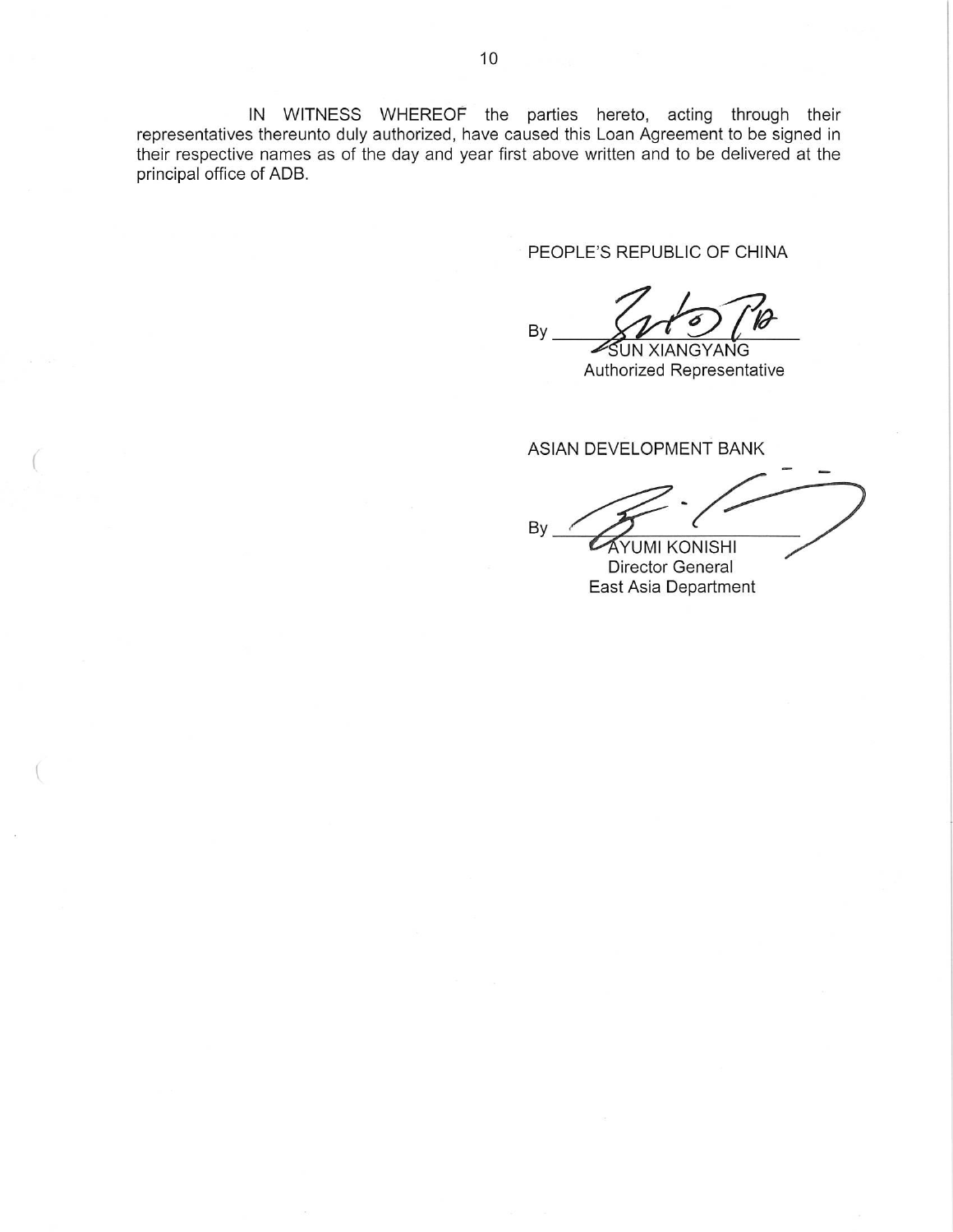IN WITNESS WHEREOF the parties hereto, acting through their representatives thereunto duly authorized, have caused this Loan Agreement to be signed in their respective names as of the day and year first above written and to be delivered at the principal office of ADB.

PEOPLE'S REPUBLIC OF CHINA

By \_\_\_\_\_\_\_\_\_\_\_\_\_\_\_\_\_\_\_\_\_\_\_\_
SUN XIANGYANG
Authorized Representative

ASIAN DEVELOPMENT BANK

By \_\_\_\_\_\_\_\_\_\_\_\_\_\_\_\_\_\_\_\_\_\_\_\_
AYUMI KONISHI
Director General
East Asia Department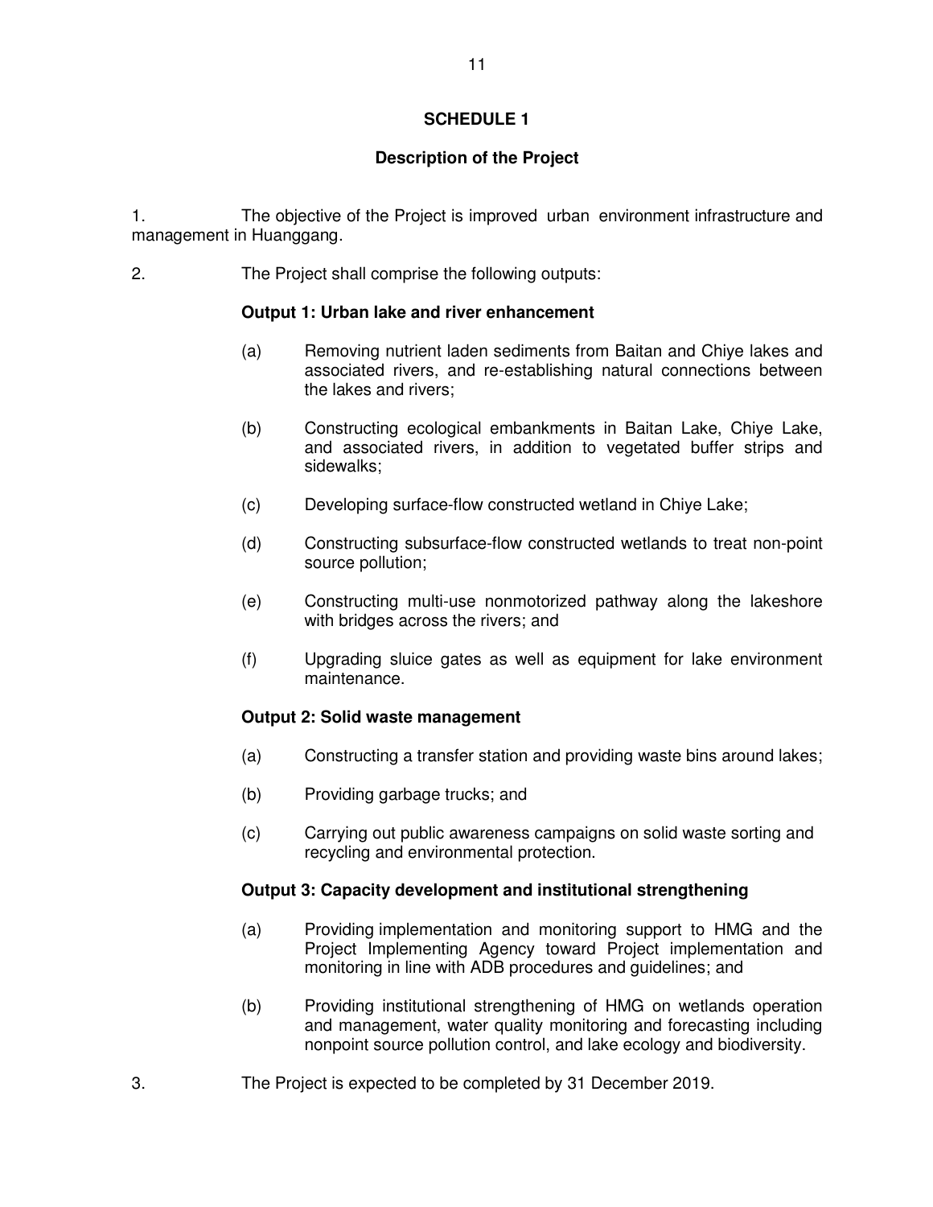## SCHEDULE 1

### Description of the Project

1. The objective of the Project is improved urban environment infrastructure and management in Huanggang.

2. The Project shall comprise the following outputs:

**Output 1: Urban lake and river enhancement**

(a) Removing nutrient laden sediments from Baitan and Chiye lakes and associated rivers, and re-establishing natural connections between the lakes and rivers;

(b) Constructing ecological embankments in Baitan Lake, Chiye Lake, and associated rivers, in addition to vegetated buffer strips and sidewalks;

(c) Developing surface-flow constructed wetland in Chiye Lake;

(d) Constructing subsurface-flow constructed wetlands to treat non-point source pollution;

(e) Constructing multi-use nonmotorized pathway along the lakeshore with bridges across the rivers; and

(f) Upgrading sluice gates as well as equipment for lake environment maintenance.

**Output 2: Solid waste management**

(a) Constructing a transfer station and providing waste bins around lakes;

(b) Providing garbage trucks; and

(c) Carrying out public awareness campaigns on solid waste sorting and recycling and environmental protection.

**Output 3: Capacity development and institutional strengthening**

(a) Providing implementation and monitoring support to HMG and the Project Implementing Agency toward Project implementation and monitoring in line with ADB procedures and guidelines; and

(b) Providing institutional strengthening of HMG on wetlands operation and management, water quality monitoring and forecasting including nonpoint source pollution control, and lake ecology and biodiversity.

3. The Project is expected to be completed by 31 December 2019.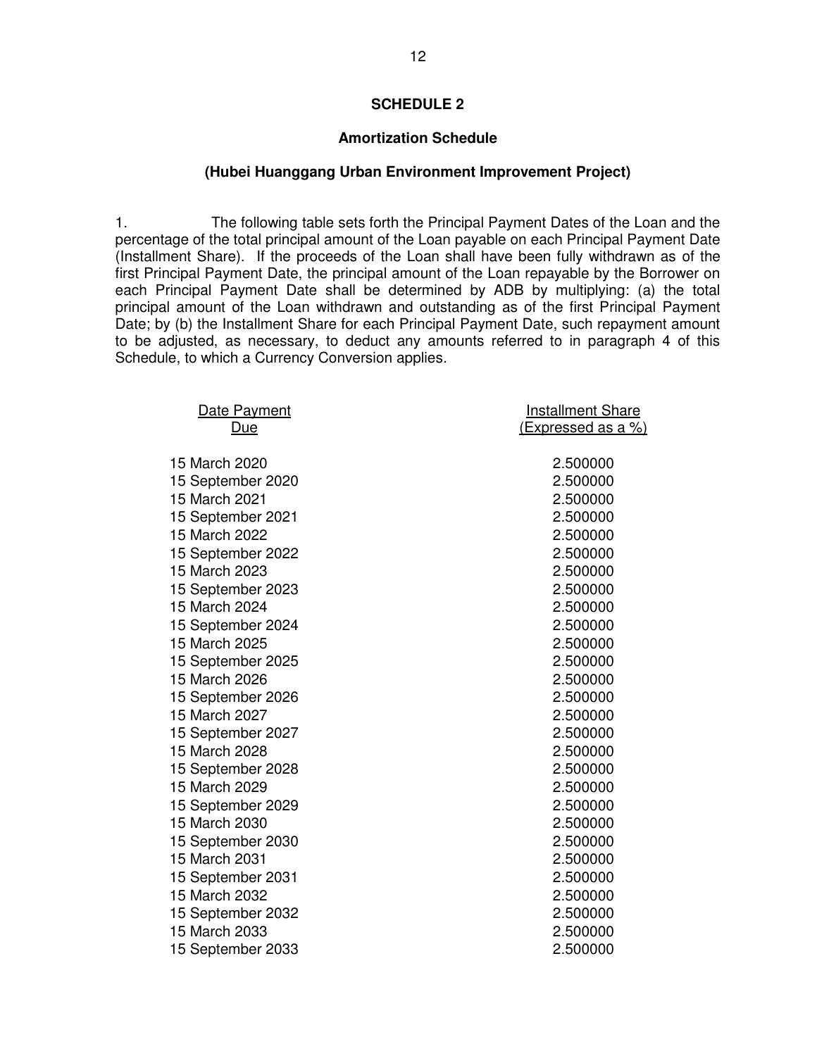## SCHEDULE 2

### Amortization Schedule

### (Hubei Huanggang Urban Environment Improvement Project)

1. The following table sets forth the Principal Payment Dates of the Loan and the percentage of the total principal amount of the Loan payable on each Principal Payment Date (Installment Share). If the proceeds of the Loan shall have been fully withdrawn as of the first Principal Payment Date, the principal amount of the Loan repayable by the Borrower on each Principal Payment Date shall be determined by ADB by multiplying: (a) the total principal amount of the Loan withdrawn and outstanding as of the first Principal Payment Date; by (b) the Installment Share for each Principal Payment Date, such repayment amount to be adjusted, as necessary, to deduct any amounts referred to in paragraph 4 of this Schedule, to which a Currency Conversion applies.

| Date Payment Due | Installment Share (Expressed as a %) |
|---|---|
| 15 March 2020 | 2.500000 |
| 15 September 2020 | 2.500000 |
| 15 March 2021 | 2.500000 |
| 15 September 2021 | 2.500000 |
| 15 March 2022 | 2.500000 |
| 15 September 2022 | 2.500000 |
| 15 March 2023 | 2.500000 |
| 15 September 2023 | 2.500000 |
| 15 March 2024 | 2.500000 |
| 15 September 2024 | 2.500000 |
| 15 March 2025 | 2.500000 |
| 15 September 2025 | 2.500000 |
| 15 March 2026 | 2.500000 |
| 15 September 2026 | 2.500000 |
| 15 March 2027 | 2.500000 |
| 15 September 2027 | 2.500000 |
| 15 March 2028 | 2.500000 |
| 15 September 2028 | 2.500000 |
| 15 March 2029 | 2.500000 |
| 15 September 2029 | 2.500000 |
| 15 March 2030 | 2.500000 |
| 15 September 2030 | 2.500000 |
| 15 March 2031 | 2.500000 |
| 15 September 2031 | 2.500000 |
| 15 March 2032 | 2.500000 |
| 15 September 2032 | 2.500000 |
| 15 March 2033 | 2.500000 |
| 15 September 2033 | 2.500000 |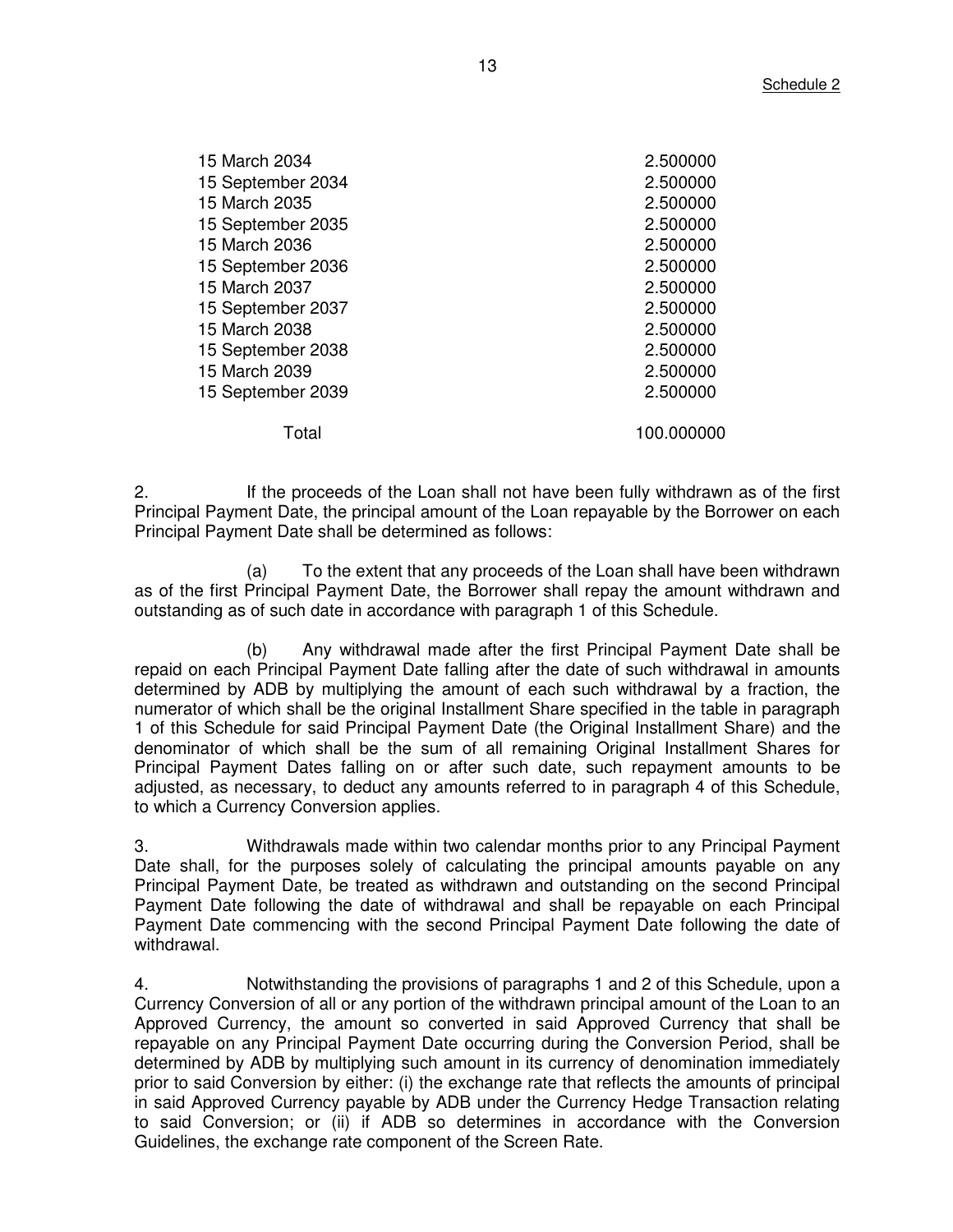| | |
|---|---|
| 15 March 2034 | 2.500000 |
| 15 September 2034 | 2.500000 |
| 15 March 2035 | 2.500000 |
| 15 September 2035 | 2.500000 |
| 15 March 2036 | 2.500000 |
| 15 September 2036 | 2.500000 |
| 15 March 2037 | 2.500000 |
| 15 September 2037 | 2.500000 |
| 15 March 2038 | 2.500000 |
| 15 September 2038 | 2.500000 |
| 15 March 2039 | 2.500000 |
| 15 September 2039 | 2.500000 |
| Total | 100.000000 |

2. If the proceeds of the Loan shall not have been fully withdrawn as of the first Principal Payment Date, the principal amount of the Loan repayable by the Borrower on each Principal Payment Date shall be determined as follows:

(a) To the extent that any proceeds of the Loan shall have been withdrawn as of the first Principal Payment Date, the Borrower shall repay the amount withdrawn and outstanding as of such date in accordance with paragraph 1 of this Schedule.

(b) Any withdrawal made after the first Principal Payment Date shall be repaid on each Principal Payment Date falling after the date of such withdrawal in amounts determined by ADB by multiplying the amount of each such withdrawal by a fraction, the numerator of which shall be the original Installment Share specified in the table in paragraph 1 of this Schedule for said Principal Payment Date (the Original Installment Share) and the denominator of which shall be the sum of all remaining Original Installment Shares for Principal Payment Dates falling on or after such date, such repayment amounts to be adjusted, as necessary, to deduct any amounts referred to in paragraph 4 of this Schedule, to which a Currency Conversion applies.

3. Withdrawals made within two calendar months prior to any Principal Payment Date shall, for the purposes solely of calculating the principal amounts payable on any Principal Payment Date, be treated as withdrawn and outstanding on the second Principal Payment Date following the date of withdrawal and shall be repayable on each Principal Payment Date commencing with the second Principal Payment Date following the date of withdrawal.

4. Notwithstanding the provisions of paragraphs 1 and 2 of this Schedule, upon a Currency Conversion of all or any portion of the withdrawn principal amount of the Loan to an Approved Currency, the amount so converted in said Approved Currency that shall be repayable on any Principal Payment Date occurring during the Conversion Period, shall be determined by ADB by multiplying such amount in its currency of denomination immediately prior to said Conversion by either: (i) the exchange rate that reflects the amounts of principal in said Approved Currency payable by ADB under the Currency Hedge Transaction relating to said Conversion; or (ii) if ADB so determines in accordance with the Conversion Guidelines, the exchange rate component of the Screen Rate.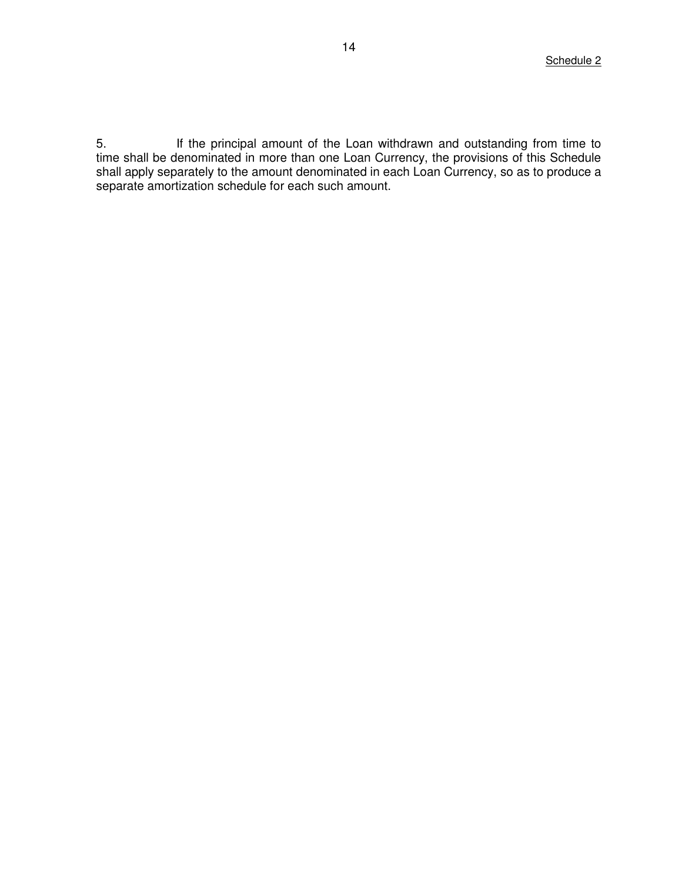Schedule 2

5. If the principal amount of the Loan withdrawn and outstanding from time to time shall be denominated in more than one Loan Currency, the provisions of this Schedule shall apply separately to the amount denominated in each Loan Currency, so as to produce a separate amortization schedule for each such amount.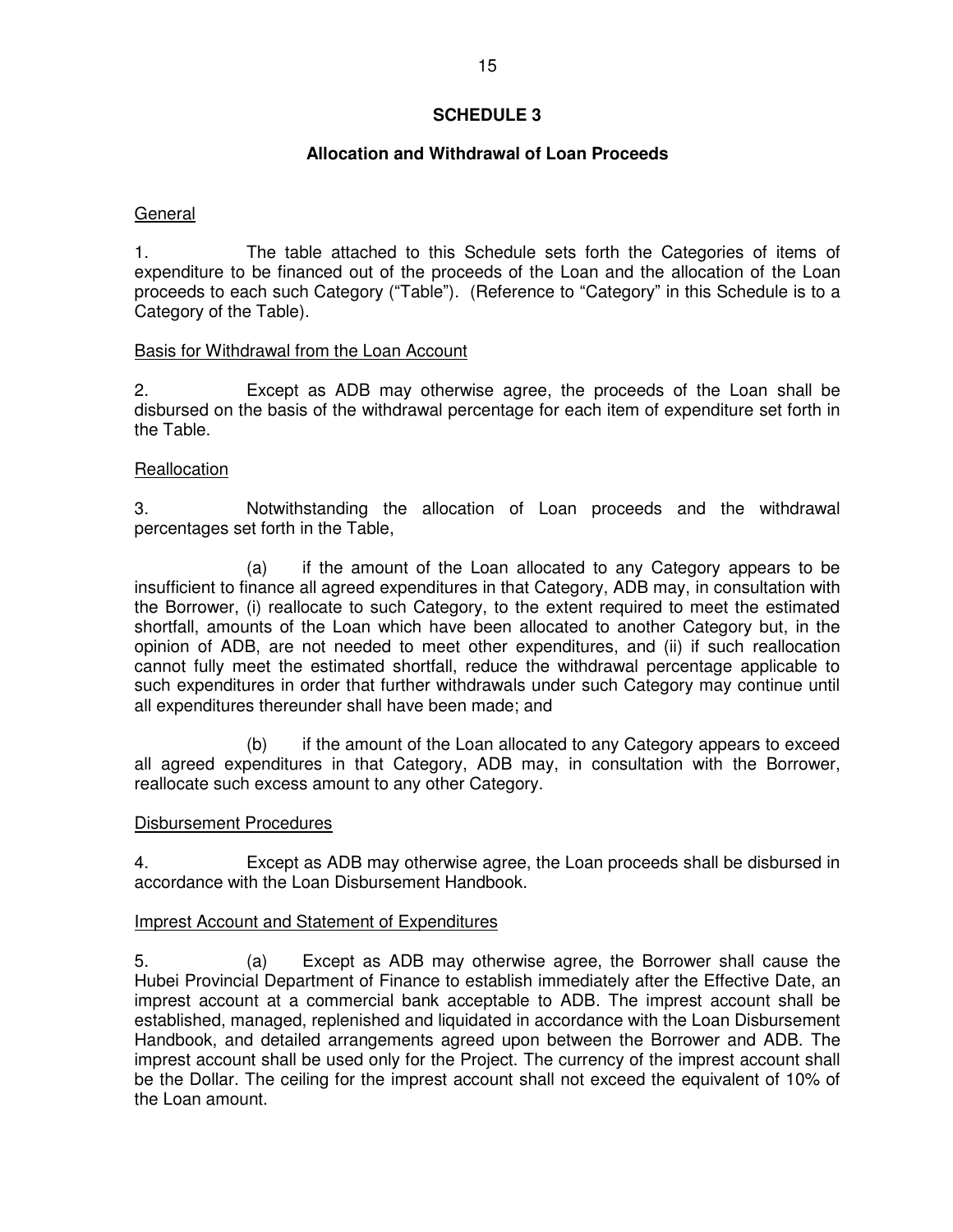# SCHEDULE 3

## Allocation and Withdrawal of Loan Proceeds

General

1. The table attached to this Schedule sets forth the Categories of items of expenditure to be financed out of the proceeds of the Loan and the allocation of the Loan proceeds to each such Category ("Table"). (Reference to "Category" in this Schedule is to a Category of the Table).

Basis for Withdrawal from the Loan Account

2. Except as ADB may otherwise agree, the proceeds of the Loan shall be disbursed on the basis of the withdrawal percentage for each item of expenditure set forth in the Table.

Reallocation

3. Notwithstanding the allocation of Loan proceeds and the withdrawal percentages set forth in the Table,

(a) if the amount of the Loan allocated to any Category appears to be insufficient to finance all agreed expenditures in that Category, ADB may, in consultation with the Borrower, (i) reallocate to such Category, to the extent required to meet the estimated shortfall, amounts of the Loan which have been allocated to another Category but, in the opinion of ADB, are not needed to meet other expenditures, and (ii) if such reallocation cannot fully meet the estimated shortfall, reduce the withdrawal percentage applicable to such expenditures in order that further withdrawals under such Category may continue until all expenditures thereunder shall have been made; and

(b) if the amount of the Loan allocated to any Category appears to exceed all agreed expenditures in that Category, ADB may, in consultation with the Borrower, reallocate such excess amount to any other Category.

Disbursement Procedures

4. Except as ADB may otherwise agree, the Loan proceeds shall be disbursed in accordance with the Loan Disbursement Handbook.

Imprest Account and Statement of Expenditures

5. (a) Except as ADB may otherwise agree, the Borrower shall cause the Hubei Provincial Department of Finance to establish immediately after the Effective Date, an imprest account at a commercial bank acceptable to ADB. The imprest account shall be established, managed, replenished and liquidated in accordance with the Loan Disbursement Handbook, and detailed arrangements agreed upon between the Borrower and ADB. The imprest account shall be used only for the Project. The currency of the imprest account shall be the Dollar. The ceiling for the imprest account shall not exceed the equivalent of 10% of the Loan amount.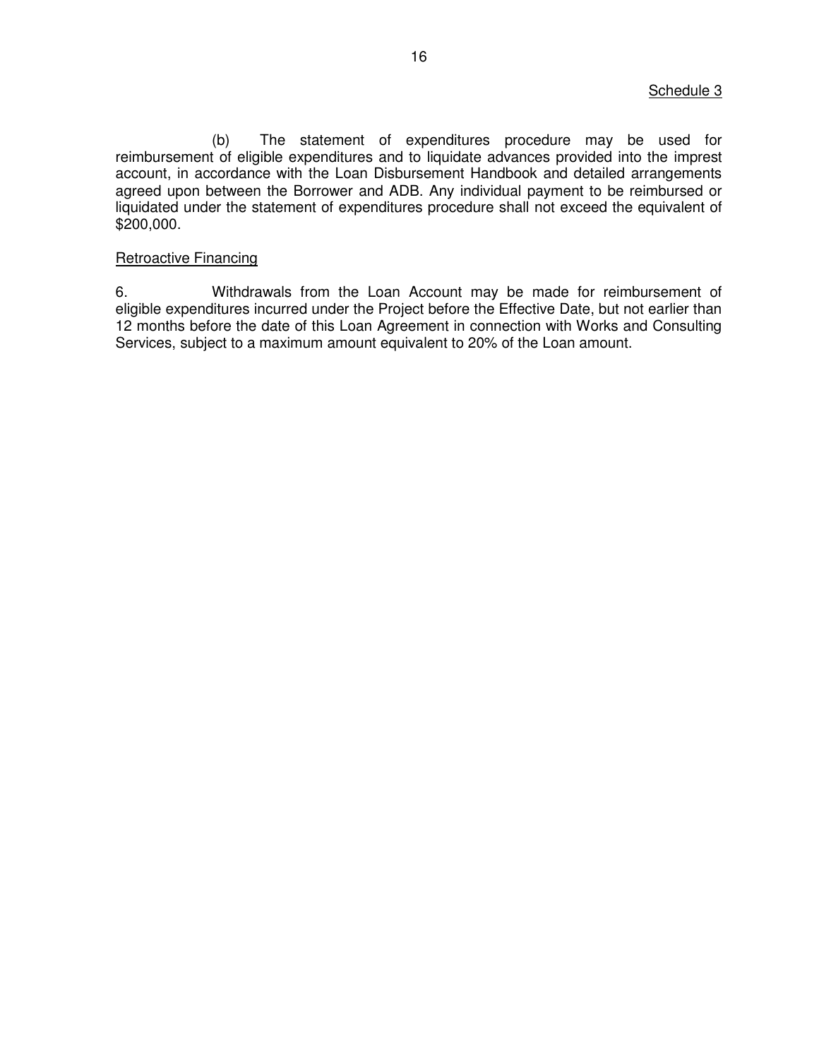Schedule 3

(b) The statement of expenditures procedure may be used for reimbursement of eligible expenditures and to liquidate advances provided into the imprest account, in accordance with the Loan Disbursement Handbook and detailed arrangements agreed upon between the Borrower and ADB. Any individual payment to be reimbursed or liquidated under the statement of expenditures procedure shall not exceed the equivalent of $200,000.

Retroactive Financing

6. Withdrawals from the Loan Account may be made for reimbursement of eligible expenditures incurred under the Project before the Effective Date, but not earlier than 12 months before the date of this Loan Agreement in connection with Works and Consulting Services, subject to a maximum amount equivalent to 20% of the Loan amount.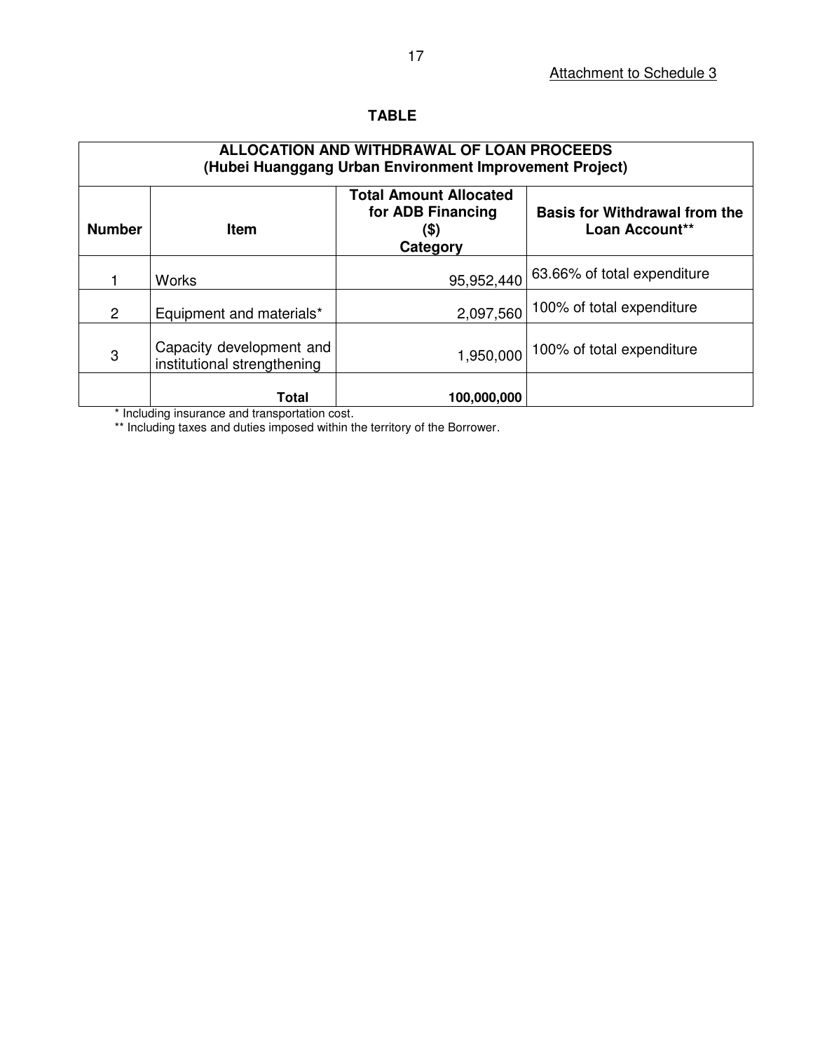Attachment to Schedule 3

**TABLE**

| ALLOCATION AND WITHDRAWAL OF LOAN PROCEEDS (Hubei Huanggang Urban Environment Improvement Project) | | | |
|---|---|---|---|
| **Number** | **Item** | **Total Amount Allocated for ADB Financing ($) Category** | **Basis for Withdrawal from the Loan Account**** |
| 1 | Works | 95,952,440 | 63.66% of total expenditure |
| 2 | Equipment and materials* | 2,097,560 | 100% of total expenditure |
| 3 | Capacity development and institutional strengthening | 1,950,000 | 100% of total expenditure |
| | **Total** | **100,000,000** | |

\* Including insurance and transportation cost.

** Including taxes and duties imposed within the territory of the Borrower.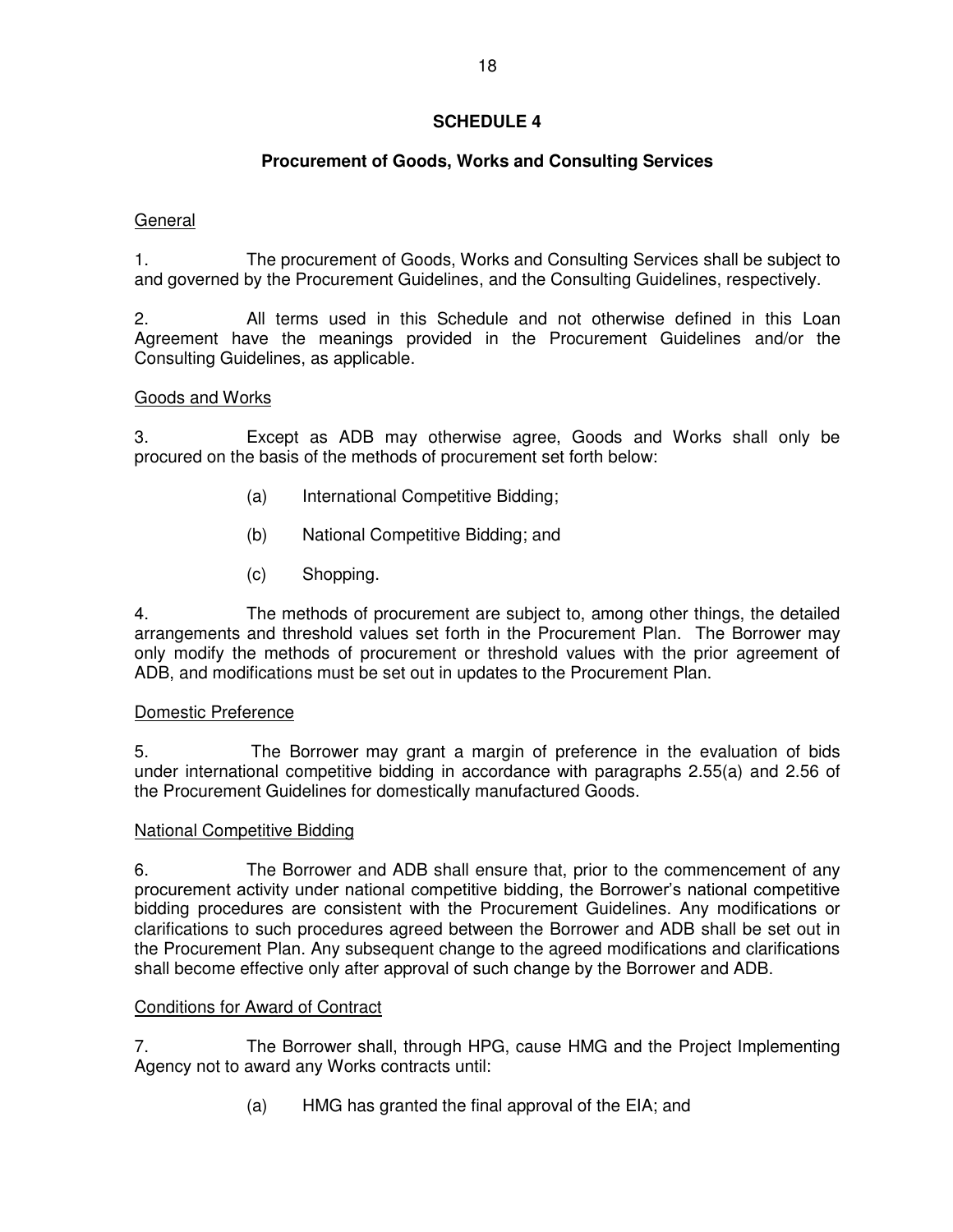## SCHEDULE 4

### Procurement of Goods, Works and Consulting Services

General

1. The procurement of Goods, Works and Consulting Services shall be subject to and governed by the Procurement Guidelines, and the Consulting Guidelines, respectively.

2. All terms used in this Schedule and not otherwise defined in this Loan Agreement have the meanings provided in the Procurement Guidelines and/or the Consulting Guidelines, as applicable.

Goods and Works

3. Except as ADB may otherwise agree, Goods and Works shall only be procured on the basis of the methods of procurement set forth below:

   (a) International Competitive Bidding;

   (b) National Competitive Bidding; and

   (c) Shopping.

4. The methods of procurement are subject to, among other things, the detailed arrangements and threshold values set forth in the Procurement Plan. The Borrower may only modify the methods of procurement or threshold values with the prior agreement of ADB, and modifications must be set out in updates to the Procurement Plan.

Domestic Preference

5. The Borrower may grant a margin of preference in the evaluation of bids under international competitive bidding in accordance with paragraphs 2.55(a) and 2.56 of the Procurement Guidelines for domestically manufactured Goods.

National Competitive Bidding

6. The Borrower and ADB shall ensure that, prior to the commencement of any procurement activity under national competitive bidding, the Borrower's national competitive bidding procedures are consistent with the Procurement Guidelines. Any modifications or clarifications to such procedures agreed between the Borrower and ADB shall be set out in the Procurement Plan. Any subsequent change to the agreed modifications and clarifications shall become effective only after approval of such change by the Borrower and ADB.

Conditions for Award of Contract

7. The Borrower shall, through HPG, cause HMG and the Project Implementing Agency not to award any Works contracts until:

   (a) HMG has granted the final approval of the EIA; and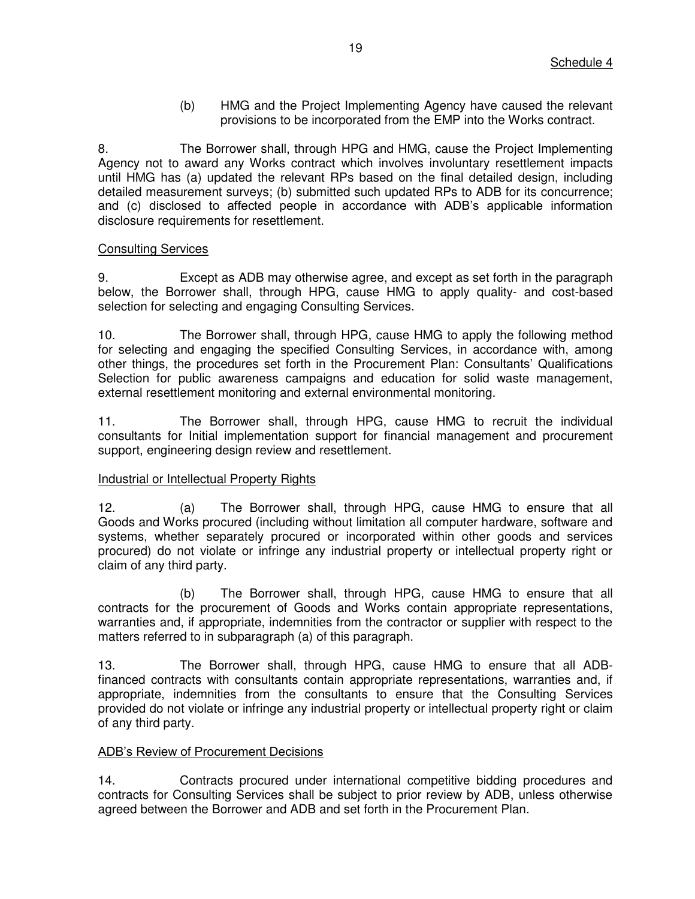Schedule 4

(b) HMG and the Project Implementing Agency have caused the relevant provisions to be incorporated from the EMP into the Works contract.

8. The Borrower shall, through HPG and HMG, cause the Project Implementing Agency not to award any Works contract which involves involuntary resettlement impacts until HMG has (a) updated the relevant RPs based on the final detailed design, including detailed measurement surveys; (b) submitted such updated RPs to ADB for its concurrence; and (c) disclosed to affected people in accordance with ADB's applicable information disclosure requirements for resettlement.

Consulting Services

9. Except as ADB may otherwise agree, and except as set forth in the paragraph below, the Borrower shall, through HPG, cause HMG to apply quality- and cost-based selection for selecting and engaging Consulting Services.

10. The Borrower shall, through HPG, cause HMG to apply the following method for selecting and engaging the specified Consulting Services, in accordance with, among other things, the procedures set forth in the Procurement Plan: Consultants' Qualifications Selection for public awareness campaigns and education for solid waste management, external resettlement monitoring and external environmental monitoring.

11. The Borrower shall, through HPG, cause HMG to recruit the individual consultants for Initial implementation support for financial management and procurement support, engineering design review and resettlement.

Industrial or Intellectual Property Rights

12. (a) The Borrower shall, through HPG, cause HMG to ensure that all Goods and Works procured (including without limitation all computer hardware, software and systems, whether separately procured or incorporated within other goods and services procured) do not violate or infringe any industrial property or intellectual property right or claim of any third party.

(b) The Borrower shall, through HPG, cause HMG to ensure that all contracts for the procurement of Goods and Works contain appropriate representations, warranties and, if appropriate, indemnities from the contractor or supplier with respect to the matters referred to in subparagraph (a) of this paragraph.

13. The Borrower shall, through HPG, cause HMG to ensure that all ADB-financed contracts with consultants contain appropriate representations, warranties and, if appropriate, indemnities from the consultants to ensure that the Consulting Services provided do not violate or infringe any industrial property or intellectual property right or claim of any third party.

ADB's Review of Procurement Decisions

14. Contracts procured under international competitive bidding procedures and contracts for Consulting Services shall be subject to prior review by ADB, unless otherwise agreed between the Borrower and ADB and set forth in the Procurement Plan.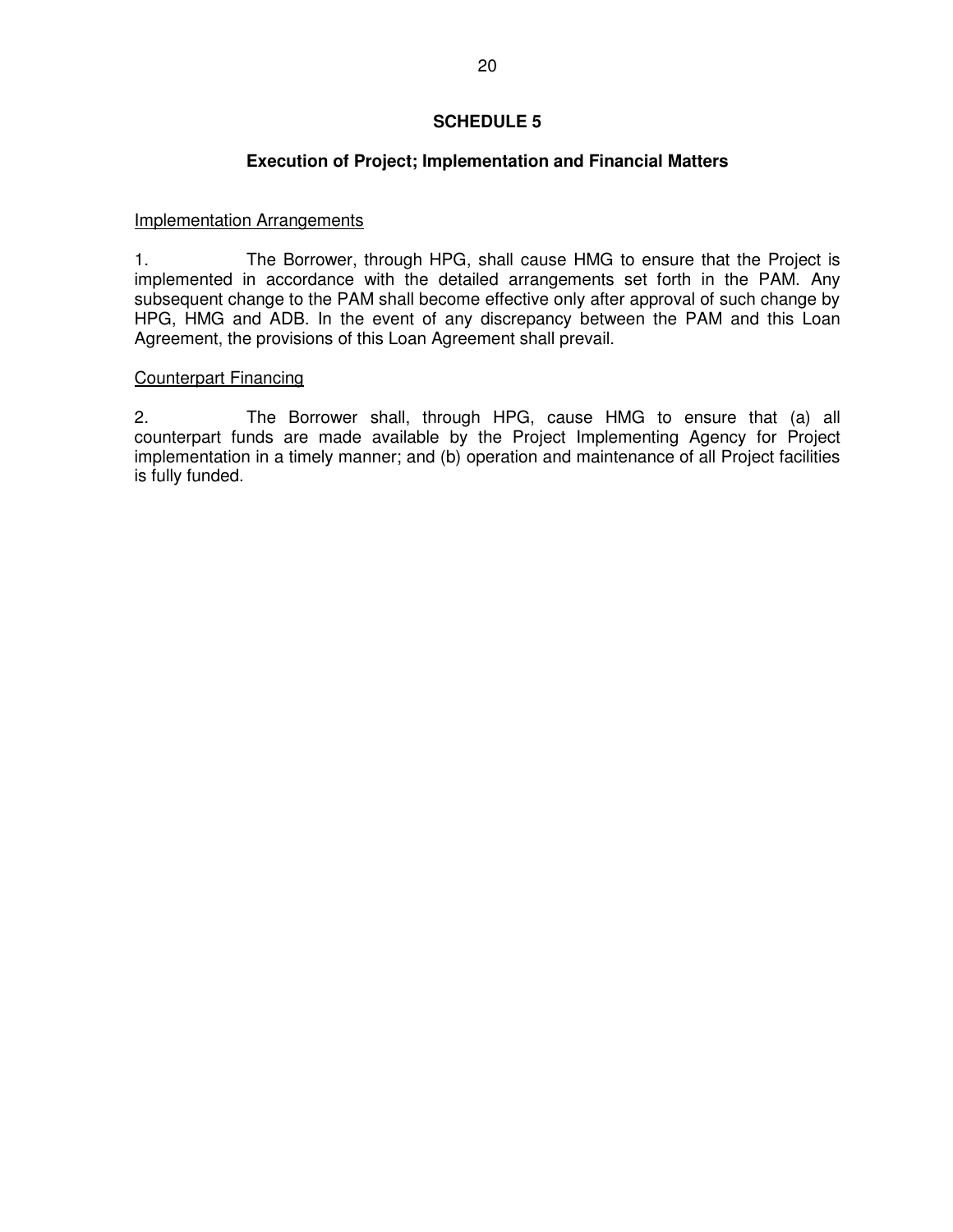# SCHEDULE 5

## Execution of Project; Implementation and Financial Matters

Implementation Arrangements

1. The Borrower, through HPG, shall cause HMG to ensure that the Project is implemented in accordance with the detailed arrangements set forth in the PAM. Any subsequent change to the PAM shall become effective only after approval of such change by HPG, HMG and ADB. In the event of any discrepancy between the PAM and this Loan Agreement, the provisions of this Loan Agreement shall prevail.

Counterpart Financing

2. The Borrower shall, through HPG, cause HMG to ensure that (a) all counterpart funds are made available by the Project Implementing Agency for Project implementation in a timely manner; and (b) operation and maintenance of all Project facilities is fully funded.